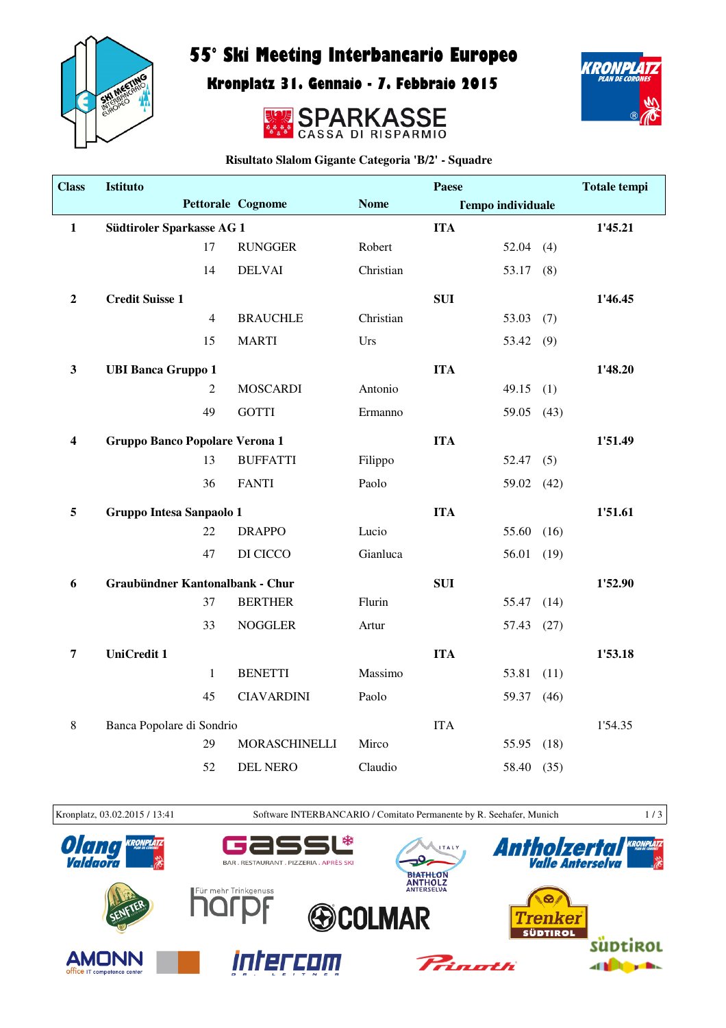# 55° Ski Meeting Interbancario Europeo

## Kronplatz 31. Gennaio - 7. Febbraio 2015

SPARKASSE
CASSA DI RISPARMIO

### Risultato Slalom Gigante Categoria 'B/2' - Squadre

| Class | Istituto | | | Paese | | | Totale tempi |
|---|---|---|---|---|---|---|---|
| | Pettorale | Cognome | Nome | | Tempo individuale | | |
| **1** | **Südtiroler Sparkasse AG 1** | | | **ITA** | | | **1'45.21** |
| | 17 | RUNGGER | Robert | | 52.04 | (4) | |
| | 14 | DELVAI | Christian | | 53.17 | (8) | |
| **2** | **Credit Suisse 1** | | | **SUI** | | | **1'46.45** |
| | 4 | BRAUCHLE | Christian | | 53.03 | (7) | |
| | 15 | MARTI | Urs | | 53.42 | (9) | |
| **3** | **UBI Banca Gruppo 1** | | | **ITA** | | | **1'48.20** |
| | 2 | MOSCARDI | Antonio | | 49.15 | (1) | |
| | 49 | GOTTI | Ermanno | | 59.05 | (43) | |
| **4** | **Gruppo Banco Popolare Verona 1** | | | **ITA** | | | **1'51.49** |
| | 13 | BUFFATTI | Filippo | | 52.47 | (5) | |
| | 36 | FANTI | Paolo | | 59.02 | (42) | |
| **5** | **Gruppo Intesa Sanpaolo 1** | | | **ITA** | | | **1'51.61** |
| | 22 | DRAPPO | Lucio | | 55.60 | (16) | |
| | 47 | DI CICCO | Gianluca | | 56.01 | (19) | |
| **6** | **Graubündner Kantonalbank - Chur** | | | **SUI** | | | **1'52.90** |
| | 37 | BERTHER | Flurin | | 55.47 | (14) | |
| | 33 | NOGGLER | Artur | | 57.43 | (27) | |
| **7** | **UniCredit 1** | | | **ITA** | | | **1'53.18** |
| | 1 | BENETTI | Massimo | | 53.81 | (11) | |
| | 45 | CIAVARDINI | Paolo | | 59.37 | (46) | |
| 8 | Banca Popolare di Sondrio | | | ITA | | | 1'54.35 |
| | 29 | MORASCHINELLI | Mirco | | 55.95 | (18) | |
| | 52 | DEL NERO | Claudio | | 58.40 | (35) | |

Kronplatz, 03.02.2015 / 13:41 — Software INTERBANCARIO / Comitato Permanente by R. Seehafer, Munich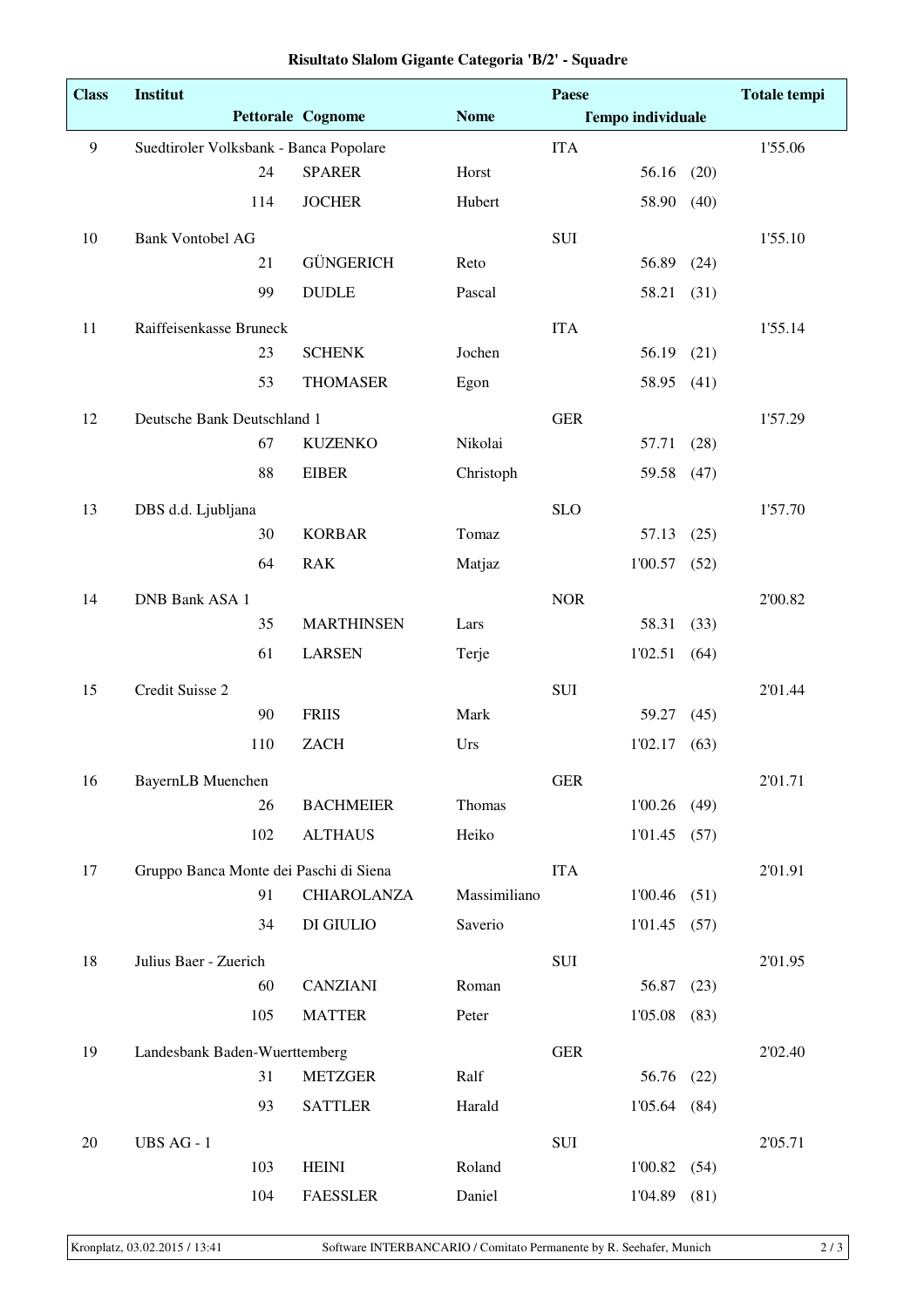## Risultato Slalom Gigante Categoria 'B/2' - Squadre

| Class | Institut | | | Paese | | Totale tempi |
|---|---|---|---|---|---|---|
| | Pettorale | Cognome | Nome | Tempo individuale | | |
| 9 | Suedtiroler Volksbank - Banca Popolare | | | ITA | | 1'55.06 |
| | 24 | SPARER | Horst | 56.16 | (20) | |
| | 114 | JOCHER | Hubert | 58.90 | (40) | |
| 10 | Bank Vontobel AG | | | SUI | | 1'55.10 |
| | 21 | GÜNGERICH | Reto | 56.89 | (24) | |
| | 99 | DUDLE | Pascal | 58.21 | (31) | |
| 11 | Raiffeisenkasse Bruneck | | | ITA | | 1'55.14 |
| | 23 | SCHENK | Jochen | 56.19 | (21) | |
| | 53 | THOMASER | Egon | 58.95 | (41) | |
| 12 | Deutsche Bank Deutschland 1 | | | GER | | 1'57.29 |
| | 67 | KUZENKO | Nikolai | 57.71 | (28) | |
| | 88 | EIBER | Christoph | 59.58 | (47) | |
| 13 | DBS d.d. Ljubljana | | | SLO | | 1'57.70 |
| | 30 | KORBAR | Tomaz | 57.13 | (25) | |
| | 64 | RAK | Matjaz | 1'00.57 | (52) | |
| 14 | DNB Bank ASA 1 | | | NOR | | 2'00.82 |
| | 35 | MARTHINSEN | Lars | 58.31 | (33) | |
| | 61 | LARSEN | Terje | 1'02.51 | (64) | |
| 15 | Credit Suisse 2 | | | SUI | | 2'01.44 |
| | 90 | FRIIS | Mark | 59.27 | (45) | |
| | 110 | ZACH | Urs | 1'02.17 | (63) | |
| 16 | BayernLB Muenchen | | | GER | | 2'01.71 |
| | 26 | BACHMEIER | Thomas | 1'00.26 | (49) | |
| | 102 | ALTHAUS | Heiko | 1'01.45 | (57) | |
| 17 | Gruppo Banca Monte dei Paschi di Siena | | | ITA | | 2'01.91 |
| | 91 | CHIAROLANZA | Massimiliano | 1'00.46 | (51) | |
| | 34 | DI GIULIO | Saverio | 1'01.45 | (57) | |
| 18 | Julius Baer - Zuerich | | | SUI | | 2'01.95 |
| | 60 | CANZIANI | Roman | 56.87 | (23) | |
| | 105 | MATTER | Peter | 1'05.08 | (83) | |
| 19 | Landesbank Baden-Wuerttemberg | | | GER | | 2'02.40 |
| | 31 | METZGER | Ralf | 56.76 | (22) | |
| | 93 | SATTLER | Harald | 1'05.64 | (84) | |
| 20 | UBS AG - 1 | | | SUI | | 2'05.71 |
| | 103 | HEINI | Roland | 1'00.82 | (54) | |
| | 104 | FAESSLER | Daniel | 1'04.89 | (81) | |

Kronplatz, 03.02.2015 / 13:41 — Software INTERBANCARIO / Comitato Permanente by R. Seehafer, Munich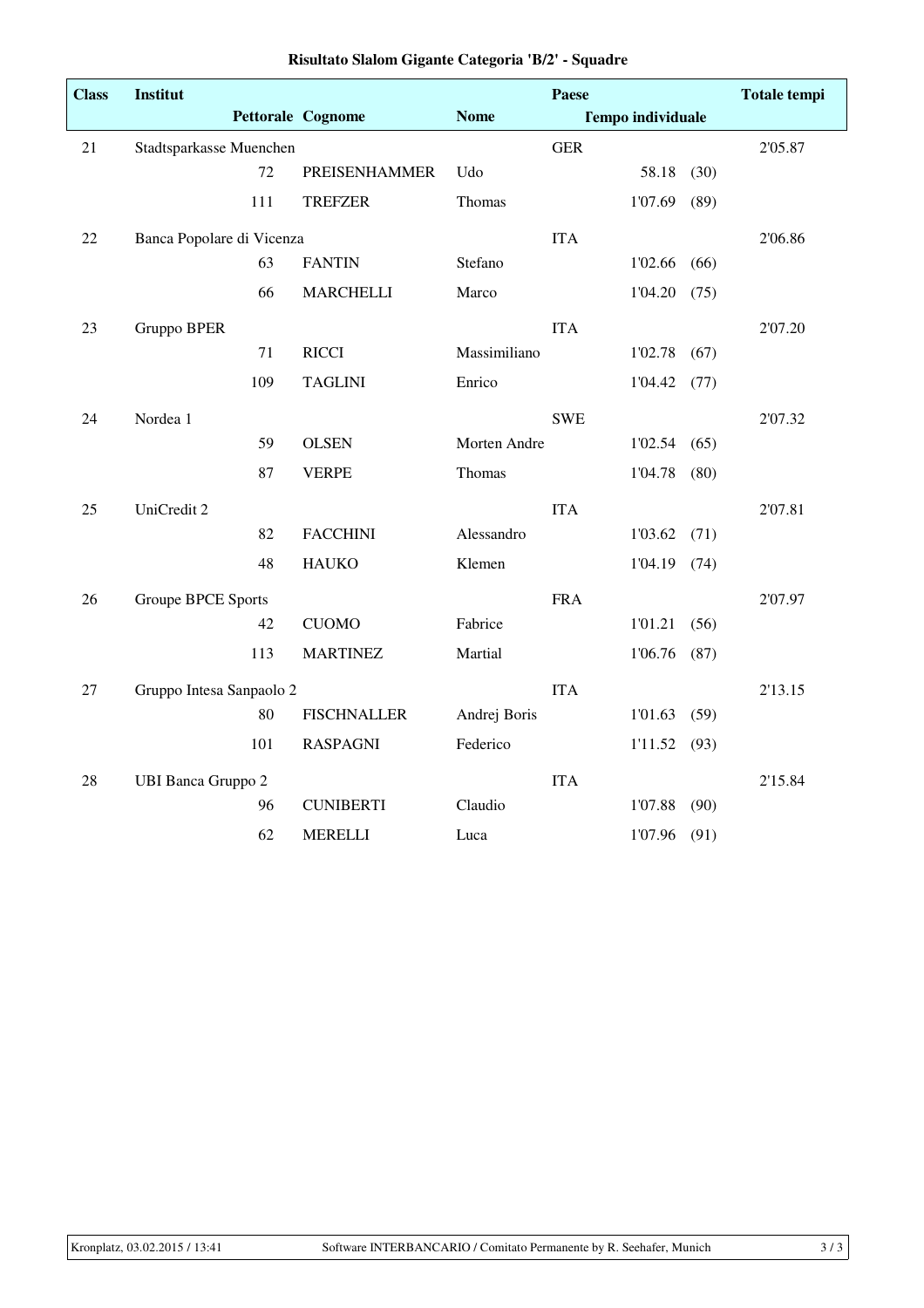# Risultato Slalom Gigante Categoria 'B/2' - Squadre

| Class | Institut | | | Paese | | | Totale tempi |
|---|---|---|---|---|---|---|---|
| | Pettorale | Cognome | Nome | Tempo individuale | | | |
| 21 | Stadtsparkasse Muenchen | | | GER | | | 2'05.87 |
| | 72 | PREISENHAMMER | Udo | | 58.18 | (30) | |
| | 111 | TREFZER | Thomas | | 1'07.69 | (89) | |
| 22 | Banca Popolare di Vicenza | | | ITA | | | 2'06.86 |
| | 63 | FANTIN | Stefano | | 1'02.66 | (66) | |
| | 66 | MARCHELLI | Marco | | 1'04.20 | (75) | |
| 23 | Gruppo BPER | | | ITA | | | 2'07.20 |
| | 71 | RICCI | Massimiliano | | 1'02.78 | (67) | |
| | 109 | TAGLINI | Enrico | | 1'04.42 | (77) | |
| 24 | Nordea 1 | | | SWE | | | 2'07.32 |
| | 59 | OLSEN | Morten Andre | | 1'02.54 | (65) | |
| | 87 | VERPE | Thomas | | 1'04.78 | (80) | |
| 25 | UniCredit 2 | | | ITA | | | 2'07.81 |
| | 82 | FACCHINI | Alessandro | | 1'03.62 | (71) | |
| | 48 | HAUKO | Klemen | | 1'04.19 | (74) | |
| 26 | Groupe BPCE Sports | | | FRA | | | 2'07.97 |
| | 42 | CUOMO | Fabrice | | 1'01.21 | (56) | |
| | 113 | MARTINEZ | Martial | | 1'06.76 | (87) | |
| 27 | Gruppo Intesa Sanpaolo 2 | | | ITA | | | 2'13.15 |
| | 80 | FISCHNALLER | Andrej Boris | | 1'01.63 | (59) | |
| | 101 | RASPAGNI | Federico | | 1'11.52 | (93) | |
| 28 | UBI Banca Gruppo 2 | | | ITA | | | 2'15.84 |
| | 96 | CUNIBERTI | Claudio | | 1'07.88 | (90) | |
| | 62 | MERELLI | Luca | | 1'07.96 | (91) | |

Kronplatz, 03.02.2015 / 13:41 — Software INTERBANCARIO / Comitato Permanente by R. Seehafer, Munich